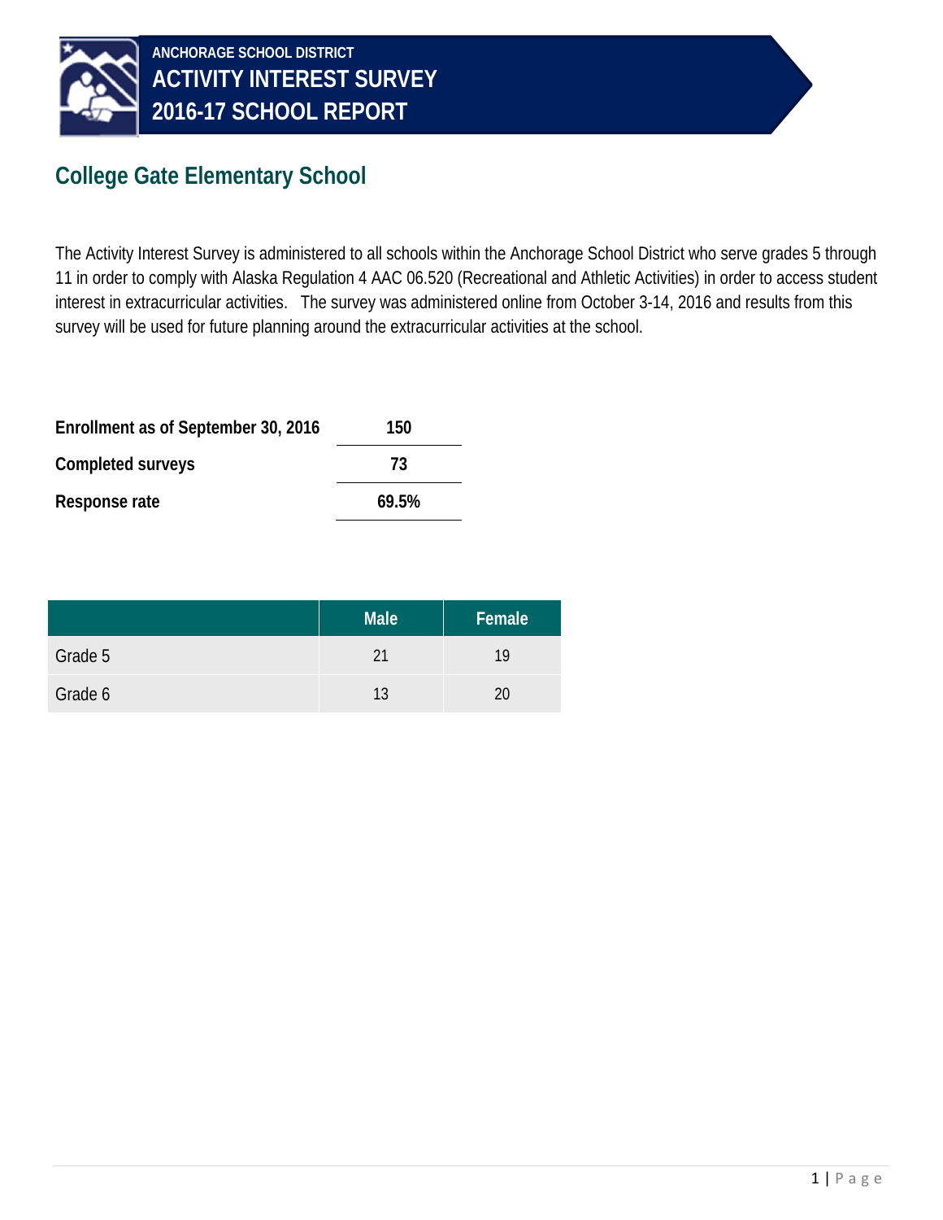ANCHORAGE SCHOOL DISTRICT

# ACTIVITY INTEREST SURVEY
# 2016-17 SCHOOL REPORT

## College Gate Elementary School

The Activity Interest Survey is administered to all schools within the Anchorage School District who serve grades 5 through 11 in order to comply with Alaska Regulation 4 AAC 06.520 (Recreational and Athletic Activities) in order to access student interest in extracurricular activities. The survey was administered online from October 3-14, 2016 and results from this survey will be used for future planning around the extracurricular activities at the school.

| | |
|---|---|
| **Enrollment as of September 30, 2016** | **150** |
| **Completed surveys** | **73** |
| **Response rate** | **69.5%** |

| | Male | Female |
|---|---|---|
| Grade 5 | 21 | 19 |
| Grade 6 | 13 | 20 |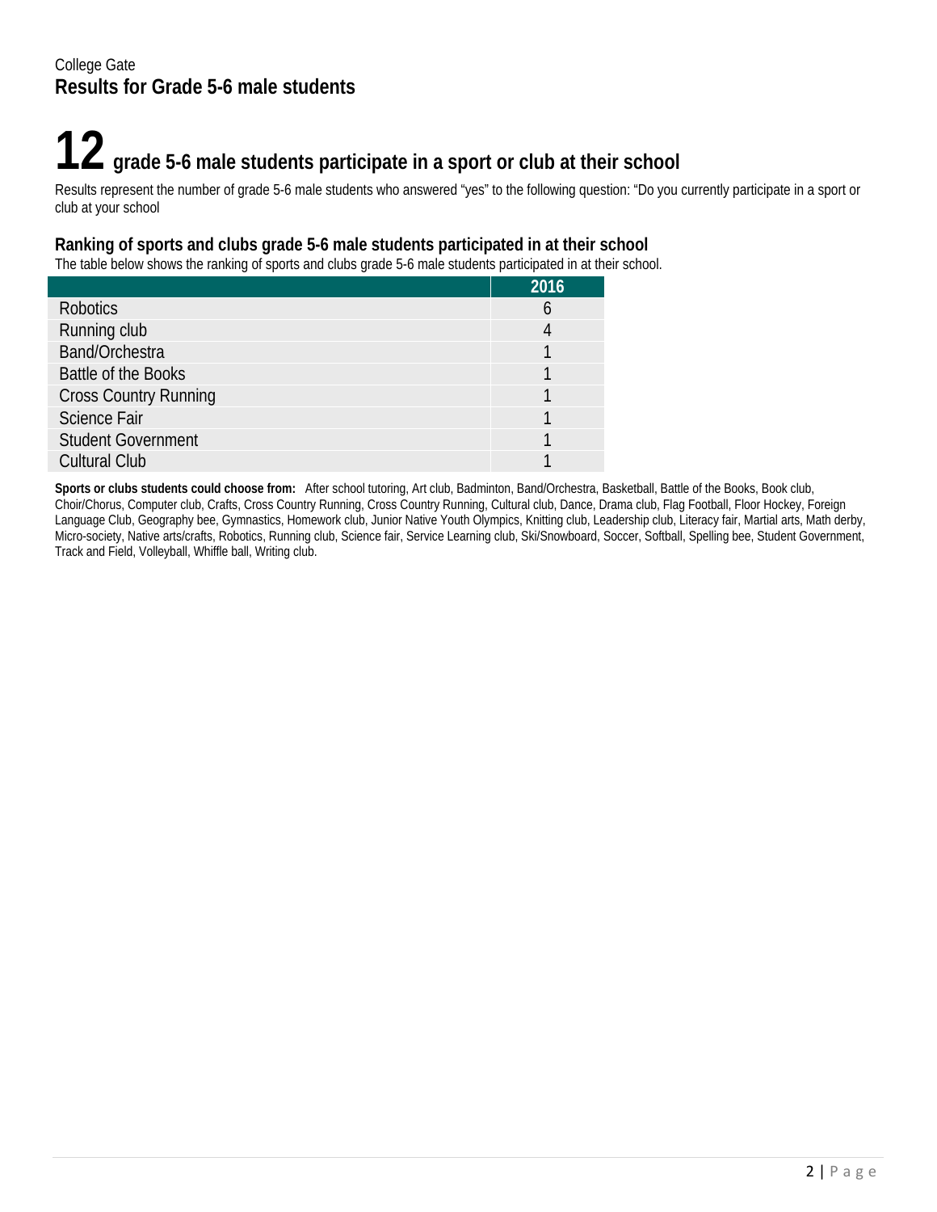College Gate

## Results for Grade 5-6 male students

# 12 grade 5-6 male students participate in a sport or club at their school

Results represent the number of grade 5-6 male students who answered "yes" to the following question: "Do you currently participate in a sport or club at your school

### Ranking of sports and clubs grade 5-6 male students participated in at their school

The table below shows the ranking of sports and clubs grade 5-6 male students participated in at their school.

| | 2016 |
|---|---|
| Robotics | 6 |
| Running club | 4 |
| Band/Orchestra | 1 |
| Battle of the Books | 1 |
| Cross Country Running | 1 |
| Science Fair | 1 |
| Student Government | 1 |
| Cultural Club | 1 |

**Sports or clubs students could choose from:** After school tutoring, Art club, Badminton, Band/Orchestra, Basketball, Battle of the Books, Book club, Choir/Chorus, Computer club, Crafts, Cross Country Running, Cross Country Running, Cultural club, Dance, Drama club, Flag Football, Floor Hockey, Foreign Language Club, Geography bee, Gymnastics, Homework club, Junior Native Youth Olympics, Knitting club, Leadership club, Literacy fair, Martial arts, Math derby, Micro-society, Native arts/crafts, Robotics, Running club, Science fair, Service Learning club, Ski/Snowboard, Soccer, Softball, Spelling bee, Student Government, Track and Field, Volleyball, Whiffle ball, Writing club.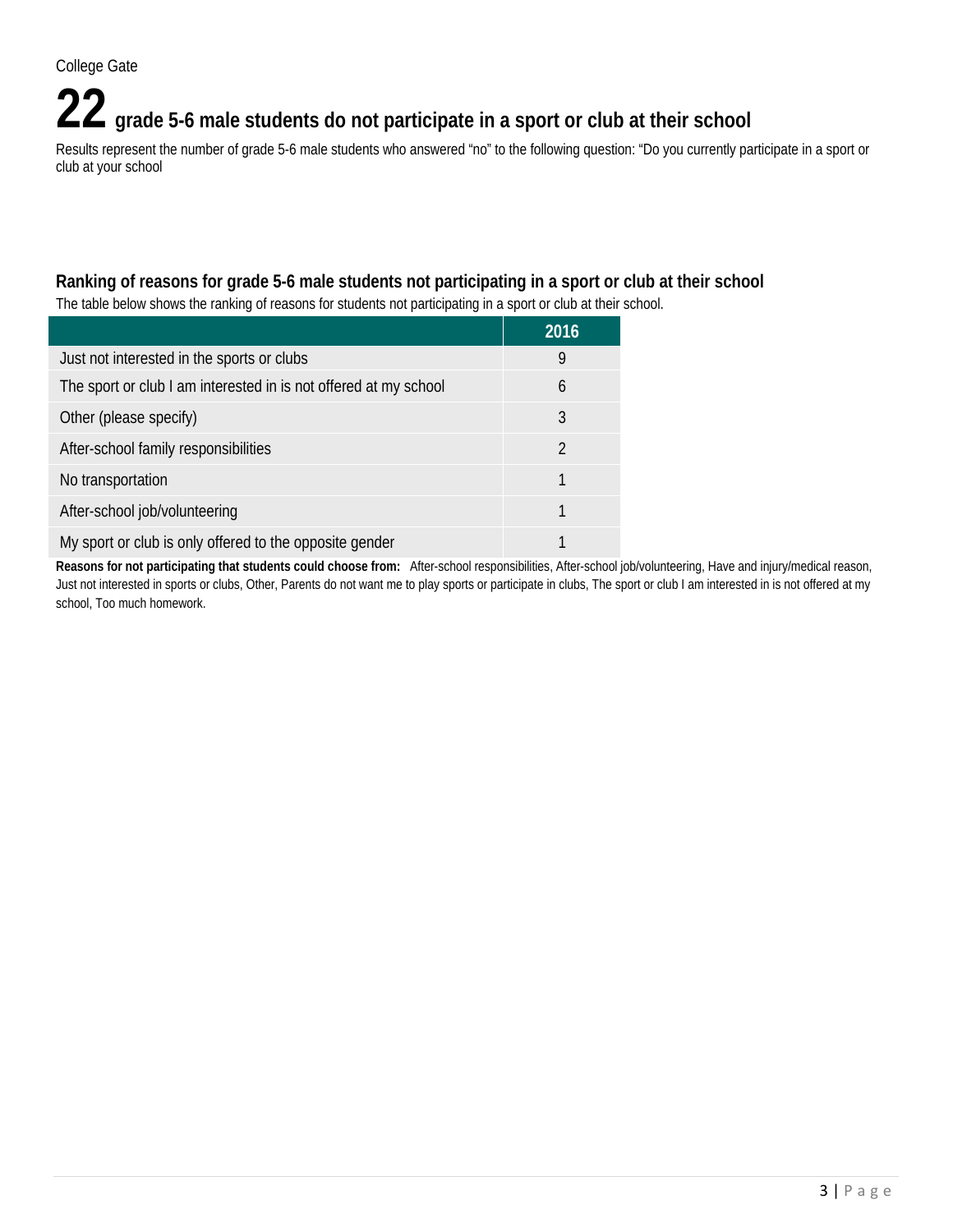College Gate

# 22 grade 5-6 male students do not participate in a sport or club at their school

Results represent the number of grade 5-6 male students who answered "no" to the following question: "Do you currently participate in a sport or club at your school

## Ranking of reasons for grade 5-6 male students not participating in a sport or club at their school

The table below shows the ranking of reasons for students not participating in a sport or club at their school.

| | 2016 |
|---|---|
| Just not interested in the sports or clubs | 9 |
| The sport or club I am interested in is not offered at my school | 6 |
| Other (please specify) | 3 |
| After-school family responsibilities | 2 |
| No transportation | 1 |
| After-school job/volunteering | 1 |
| My sport or club is only offered to the opposite gender | 1 |

**Reasons for not participating that students could choose from:** After-school responsibilities, After-school job/volunteering, Have and injury/medical reason, Just not interested in sports or clubs, Other, Parents do not want me to play sports or participate in clubs, The sport or club I am interested in is not offered at my school, Too much homework.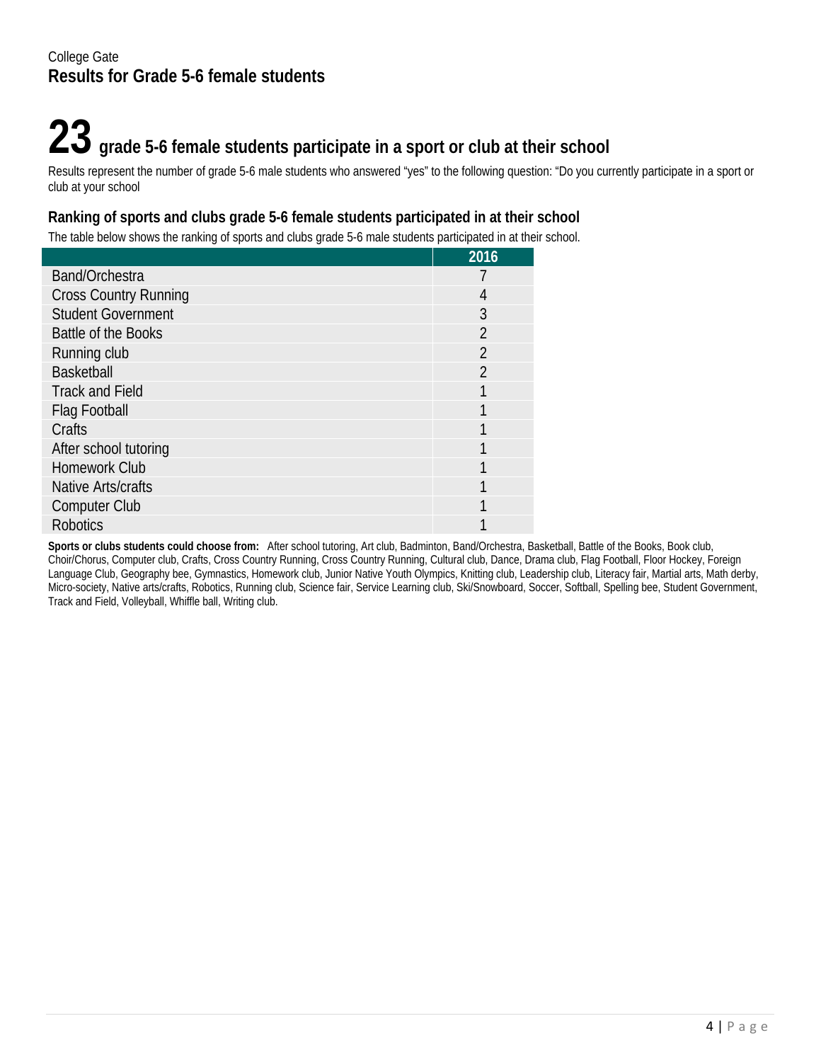College Gate

## Results for Grade 5-6 female students

# 23 grade 5-6 female students participate in a sport or club at their school

Results represent the number of grade 5-6 male students who answered "yes" to the following question: "Do you currently participate in a sport or club at your school

### Ranking of sports and clubs grade 5-6 female students participated in at their school

The table below shows the ranking of sports and clubs grade 5-6 male students participated in at their school.

| | 2016 |
|---|---|
| Band/Orchestra | 7 |
| Cross Country Running | 4 |
| Student Government | 3 |
| Battle of the Books | 2 |
| Running club | 2 |
| Basketball | 2 |
| Track and Field | 1 |
| Flag Football | 1 |
| Crafts | 1 |
| After school tutoring | 1 |
| Homework Club | 1 |
| Native Arts/crafts | 1 |
| Computer Club | 1 |
| Robotics | 1 |

**Sports or clubs students could choose from:** After school tutoring, Art club, Badminton, Band/Orchestra, Basketball, Battle of the Books, Book club, Choir/Chorus, Computer club, Crafts, Cross Country Running, Cross Country Running, Cultural club, Dance, Drama club, Flag Football, Floor Hockey, Foreign Language Club, Geography bee, Gymnastics, Homework club, Junior Native Youth Olympics, Knitting club, Leadership club, Literacy fair, Martial arts, Math derby, Micro-society, Native arts/crafts, Robotics, Running club, Science fair, Service Learning club, Ski/Snowboard, Soccer, Softball, Spelling bee, Student Government, Track and Field, Volleyball, Whiffle ball, Writing club.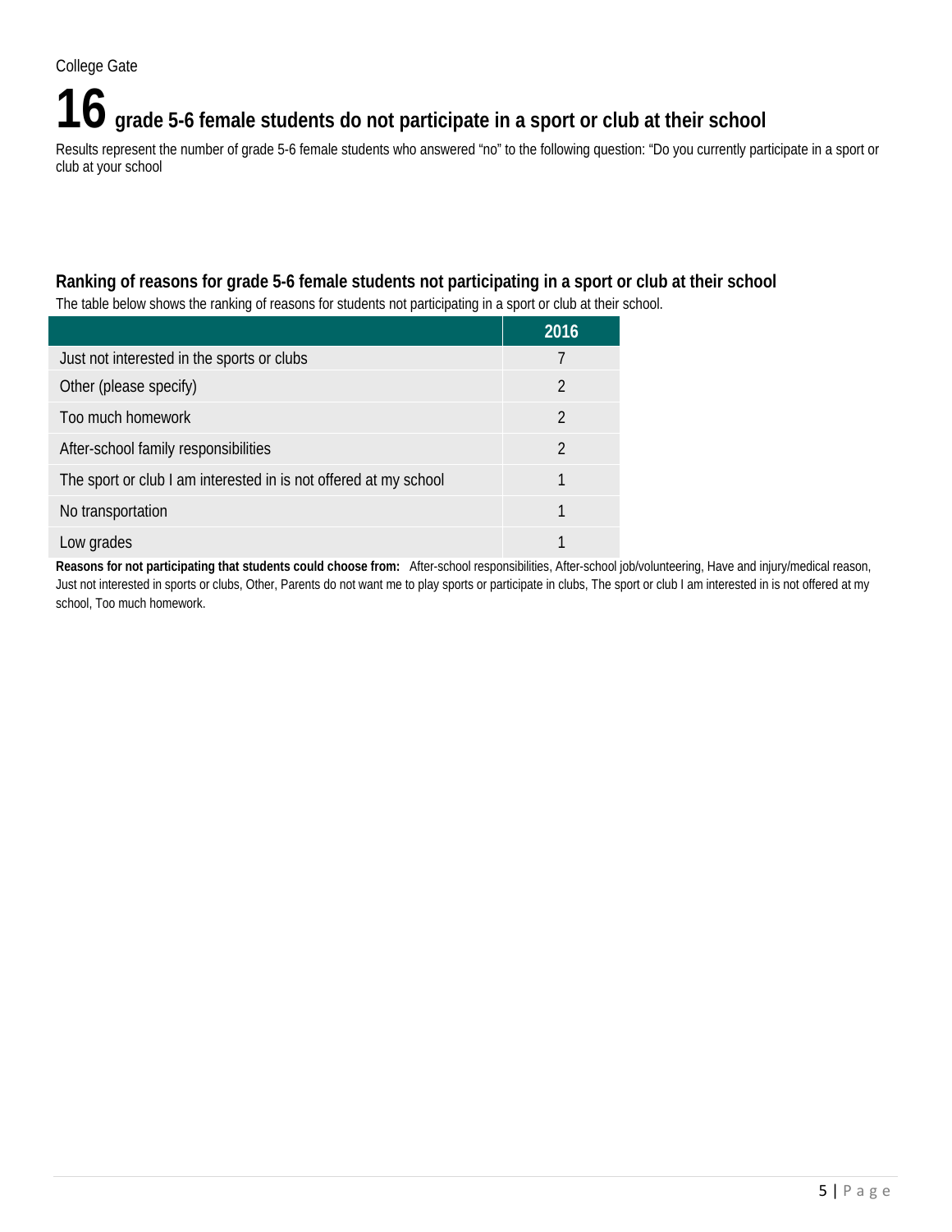College Gate

# 16 grade 5-6 female students do not participate in a sport or club at their school

Results represent the number of grade 5-6 female students who answered "no" to the following question: "Do you currently participate in a sport or club at your school

## Ranking of reasons for grade 5-6 female students not participating in a sport or club at their school

The table below shows the ranking of reasons for students not participating in a sport or club at their school.

| | 2016 |
|---|---|
| Just not interested in the sports or clubs | 7 |
| Other (please specify) | 2 |
| Too much homework | 2 |
| After-school family responsibilities | 2 |
| The sport or club I am interested in is not offered at my school | 1 |
| No transportation | 1 |
| Low grades | 1 |

**Reasons for not participating that students could choose from:** After-school responsibilities, After-school job/volunteering, Have and injury/medical reason, Just not interested in sports or clubs, Other, Parents do not want me to play sports or participate in clubs, The sport or club I am interested in is not offered at my school, Too much homework.